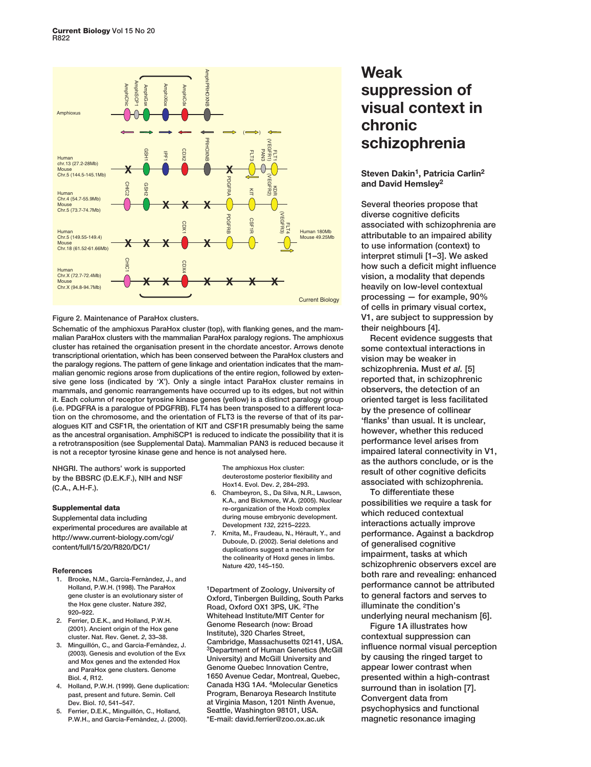Figure 2. Maintenance of ParaHox clusters.

Schematic of the amphioxus ParaHox cluster (top), with flanking genes, and the mammalian ParaHox clusters with the mammalian ParaHox paralogy regions. The amphioxus cluster has retained the organisation present in the chordate ancestor. Arrows denote transcriptional orientation, which has been conserved between the ParaHox clusters and the paralogy regions. The pattern of gene linkage and orientation indicates that the mammalian genomic regions arose from duplications of the entire region, followed by extensive gene loss (indicated by 'X'). Only a single intact ParaHox cluster remains in mammals, and genomic rearrangements have occurred up to its edges, but not within it. Each column of receptor tyrosine kinase genes (yellow) is a distinct paralogy group (i.e. PDGFRA is a paralogue of PDGFRB). FLT4 has been transposed to a different location on the chromosome, and the orientation of FLT3 is the reverse of that of its paralogues KIT and CSF1R, the orientation of KIT and CSF1R presumably being the same as the ancestral organisation. AmphiSCP1 is reduced to indicate the possibility that it is a retrotransposition (see Supplemental Data). Mammalian PAN3 is reduced because it is not a receptor tyrosine kinase gene and hence is not analysed here.

NHGRI. The authors' work is supported by the BBSRC (D.E.K.F.), NIH and NSF (C.A., A.H-F.).

### Supplemental data

Supplemental data including experimental procedures are available at http://www.current-biology.com/cgi/content/full/15/20/R820/DC1/

### References

1. Brooke, N.M., Garcia-Fernàndez, J., and Holland, P.W.H. (1998). The ParaHox gene cluster is an evolutionary sister of the Hox gene cluster. Nature *392*, 920–922.
2. Ferrier, D.E.K., and Holland, P.W.H. (2001). Ancient origin of the Hox gene cluster. Nat. Rev. Genet. *2*, 33–38.
3. Minguillón, C., and Garcia-Fernàndez, J. (2003). Genesis and evolution of the Evx and Mox genes and the extended Hox and ParaHox gene clusters. Genome Biol. *4*, R12.
4. Holland, P.W.H. (1999). Gene duplication: past, present and future. Semin. Cell Dev. Biol. *10*, 541–547.
5. Ferrier, D.E.K., Minguillón, C., Holland, P.W.H., and Garcia-Fernàndez, J. (2000). The amphioxus Hox cluster: deuterostome posterior flexibility and Hox14. Evol. Dev. *2*, 284–293.
6. Chambeyron, S., Da Silva, N.R., Lawson, K.A., and Bickmore, W.A. (2005). Nuclear re-organization of the Hoxb complex during mouse embryonic development. Development *132*, 2215–2223.
7. Kmita, M., Fraudeau, N., Hérault, Y., and Duboule, D. (2002). Serial deletions and duplications suggest a mechanism for the colinearity of Hoxd genes in limbs. Nature *420*, 145–150.

[1]Department of Zoology, University of Oxford, Tinbergen Building, South Parks Road, Oxford OX1 3PS, UK. [2]The Whitehead Institute/MIT Center for Genome Research (now: Broad Institute), 320 Charles Street, Cambridge, Massachusetts 02141, USA. [3]Department of Human Genetics (McGill University) and McGill University and Genome Quebec Innovation Centre, 1650 Avenue Cedar, Montreal, Quebec, Canada H3G 1A4. [4]Molecular Genetics Program, Benaroya Research Institute at Virginia Mason, 1201 Ninth Avenue, Seattle, Washington 98101, USA.
*E-mail: david.ferrier@zoo.ox.ac.uk

# Weak suppression of visual context in chronic schizophrenia

**Steven Dakin[1], Patricia Carlin[2] and David Hemsley[2]**

Several theories propose that diverse cognitive deficits associated with schizophrenia are attributable to an impaired ability to use information (context) to interpret stimuli [1–3]. We asked how such a deficit might influence vision, a modality that depends heavily on low-level contextual processing — for example, 90% of cells in primary visual cortex, V1, are subject to suppression by their neighbours [4].

Recent evidence suggests that some contextual interactions in vision may be weaker in schizophrenia. Must *et al.* [5] reported that, in schizophrenic observers, the detection of an oriented target is less facilitated by the presence of collinear 'flanks' than usual. It is unclear, however, whether this reduced performance level arises from impaired lateral connectivity in V1, as the authors conclude, or is the result of other cognitive deficits associated with schizophrenia.

To differentiate these possibilities we require a task for which reduced contextual interactions actually improve performance. Against a backdrop of generalised cognitive impairment, tasks at which schizophrenic observers excel are both rare and revealing: enhanced performance cannot be attributed to general factors and serves to illuminate the condition's underlying neural mechanism [6].

Figure 1A illustrates how contextual suppression can influence normal visual perception by causing the ringed target to appear lower contrast when presented within a high-contrast surround than in isolation [7]. Convergent data from psychophysics and functional magnetic resonance imaging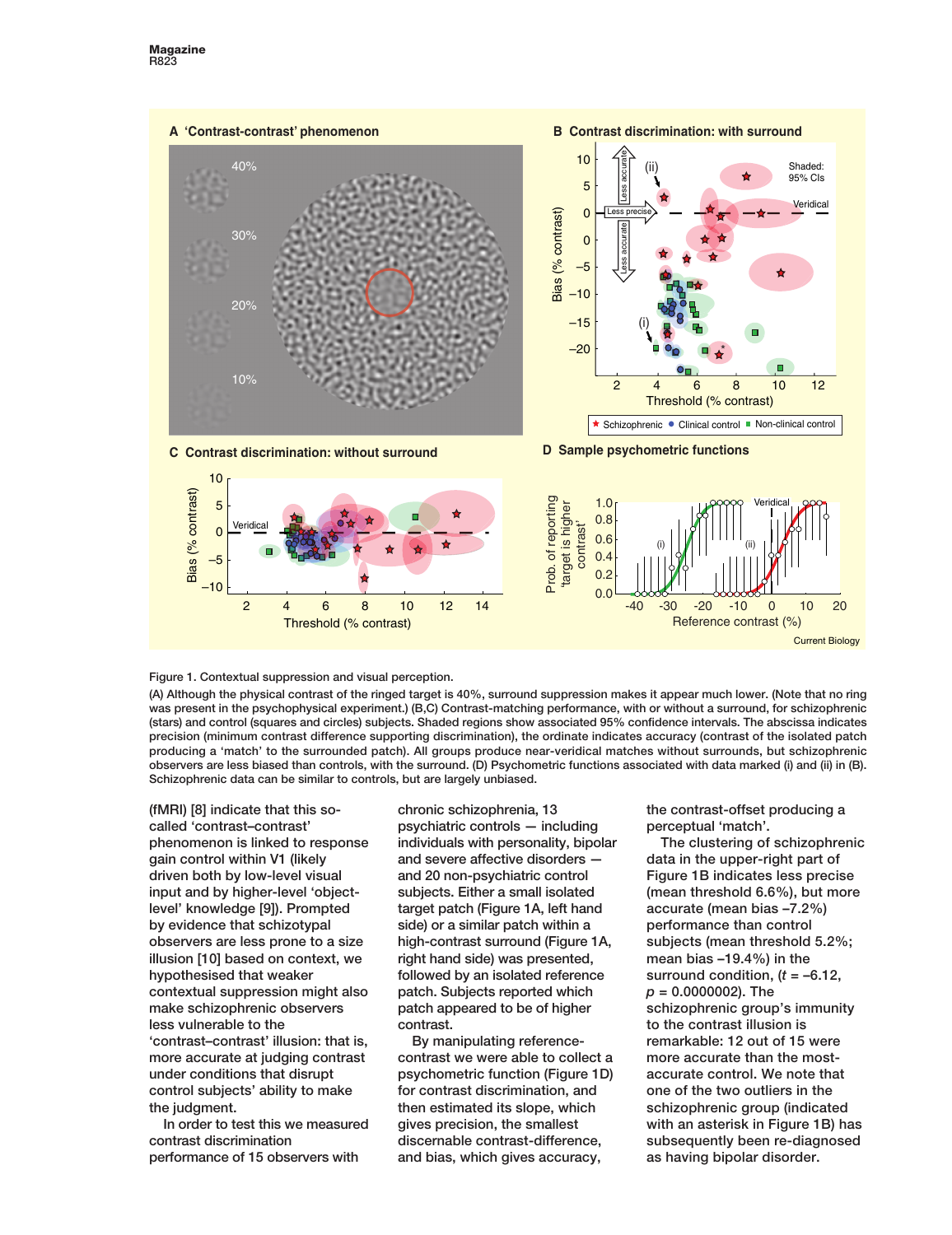Figure 1. Contextual suppression and visual perception.

(A) Although the physical contrast of the ringed target is 40%, surround suppression makes it appear much lower. (Note that no ring was present in the psychophysical experiment.) (B,C) Contrast-matching performance, with or without a surround, for schizophrenic (stars) and control (squares and circles) subjects. Shaded regions show associated 95% confidence intervals. The abscissa indicates precision (minimum contrast difference supporting discrimination), the ordinate indicates accuracy (contrast of the isolated patch producing a 'match' to the surrounded patch). All groups produce near-veridical matches without surrounds, but schizophrenic observers are less biased than controls, with the surround. (D) Psychometric functions associated with data marked (i) and (ii) in (B). Schizophrenic data can be similar to controls, but are largely unbiased.

(fMRI) [8] indicate that this so-called 'contrast–contrast' phenomenon is linked to response gain control within V1 (likely driven both by low-level visual input and by higher-level 'object-level' knowledge [9]). Prompted by evidence that schizotypal observers are less prone to a size illusion [10] based on context, we hypothesised that weaker contextual suppression might also make schizophrenic observers less vulnerable to the 'contrast–contrast' illusion: that is, more accurate at judging contrast under conditions that disrupt control subjects' ability to make the judgment.

In order to test this we measured contrast discrimination performance of 15 observers with chronic schizophrenia, 13 psychiatric controls — including individuals with personality, bipolar and severe affective disorders — and 20 non-psychiatric control subjects. Either a small isolated target patch (Figure 1A, left hand side) or a similar patch within a high-contrast surround (Figure 1A, right hand side) was presented, followed by an isolated reference patch. Subjects reported which patch appeared to be of higher contrast.

By manipulating reference-contrast we were able to collect a psychometric function (Figure 1D) for contrast discrimination, and then estimated its slope, which gives precision, the smallest discernable contrast-difference, and bias, which gives accuracy, the contrast-offset producing a perceptual 'match'.

The clustering of schizophrenic data in the upper-right part of Figure 1B indicates less precise (mean threshold 6.6%), but more accurate (mean bias –7.2%) performance than control subjects (mean threshold 5.2%; mean bias –19.4%) in the surround condition, ($t$ = –6.12, $p$ = 0.0000002). The schizophrenic group's immunity to the contrast illusion is remarkable: 12 out of 15 were more accurate than the most-accurate control. We note that one of the two outliers in the schizophrenic group (indicated with an asterisk in Figure 1B) has subsequently been re-diagnosed as having bipolar disorder.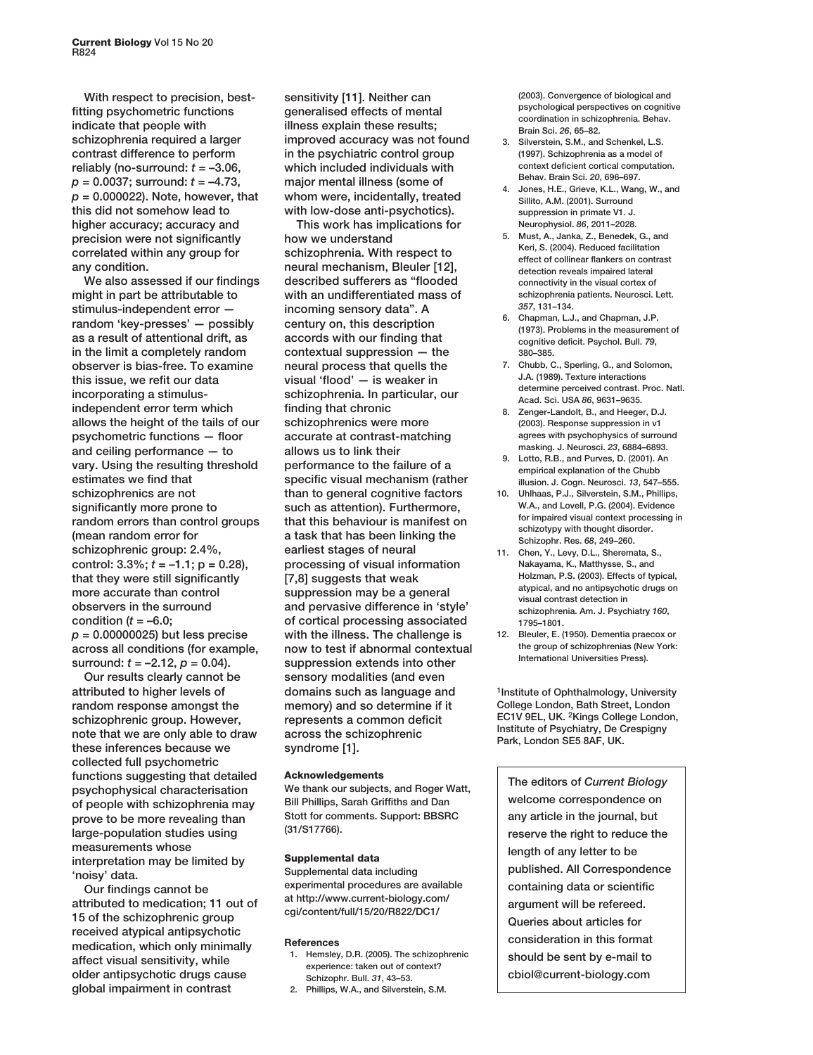With respect to precision, best-fitting psychometric functions indicate that people with schizophrenia required a larger contrast difference to perform reliably (no-surround: $t = -3.06$, $p = 0.0037$; surround: $t = -4.73$, $p = 0.000022$). Note, however, that this did not somehow lead to higher accuracy; accuracy and precision were not significantly correlated within any group for any condition.

We also assessed if our findings might in part be attributable to stimulus-independent error — random 'key-presses' — possibly as a result of attentional drift, as in the limit a completely random observer is bias-free. To examine this issue, we refit our data incorporating a stimulus-independent error term which allows the height of the tails of our psychometric functions — floor and ceiling performance — to vary. Using the resulting threshold estimates we find that schizophrenics are not significantly more prone to random errors than control groups (mean random error for schizophrenic group: 2.4%, control: 3.3%; $t = -1.1$; $p = 0.28$), that they were still significantly more accurate than control observers in the surround condition ($t = -6.0$; $p = 0.00000025$) but less precise across all conditions (for example, surround: $t = -2.12$, $p = 0.04$).

Our results clearly cannot be attributed to higher levels of random response amongst the schizophrenic group. However, note that we are only able to draw these inferences because we collected full psychometric functions suggesting that detailed psychophysical characterisation of people with schizophrenia may prove to be more revealing than large-population studies using measurements whose interpretation may be limited by 'noisy' data.

Our findings cannot be attributed to medication; 11 out of 15 of the schizophrenic group received atypical antipsychotic medication, which only minimally affect visual sensitivity, while older antipsychotic drugs cause global impairment in contrast sensitivity [11]. Neither can generalised effects of mental illness explain these results; improved accuracy was not found in the psychiatric control group which included individuals with major mental illness (some of whom were, incidentally, treated with low-dose anti-psychotics).

This work has implications for how we understand schizophrenia. With respect to neural mechanism, Bleuler [12], described sufferers as "flooded with an undifferentiated mass of incoming sensory data". A century on, this description accords with our finding that contextual suppression — the neural process that quells the visual 'flood' — is weaker in schizophrenia. In particular, our finding that chronic schizophrenics were more accurate at contrast-matching allows us to link their performance to the failure of a specific visual mechanism (rather than to general cognitive factors such as attention). Furthermore, that this behaviour is manifest on a task that has been linking the earliest stages of neural processing of visual information [7,8] suggests that weak suppression may be a general and pervasive difference in 'style' of cortical processing associated with the illness. The challenge is now to test if abnormal contextual suppression extends into other sensory modalities (and even domains such as language and memory) and so determine if it represents a common deficit across the schizophrenic syndrome [1].

### Acknowledgements

We thank our subjects, and Roger Watt, Bill Phillips, Sarah Griffiths and Dan Stott for comments. Support: BBSRC (31/S17766).

### Supplemental data

Supplemental data including experimental procedures are available at http://www.current-biology.com/cgi/content/full/15/20/R822/DC1/

### References

1. Hemsley, D.R. (2005). The schizophrenic experience: taken out of context? Schizophr. Bull. *31*, 43–53.
2. Phillips, W.A., and Silverstein, S.M. (2003). Convergence of biological and psychological perspectives on cognitive coordination in schizophrenia. Behav. Brain Sci. *26*, 65–82.
3. Silverstein, S.M., and Schenkel, L.S. (1997). Schizophrenia as a model of context deficient cortical computation. Behav. Brain Sci. *20*, 696–697.
4. Jones, H.E., Grieve, K.L., Wang, W., and Sillito, A.M. (2001). Surround suppression in primate V1. J. Neurophysiol. *86*, 2011–2028.
5. Must, A., Janka, Z., Benedek, G., and Keri, S. (2004). Reduced facilitation effect of collinear flankers on contrast detection reveals impaired lateral connectivity in the visual cortex of schizophrenia patients. Neurosci. Lett. *357*, 131–134.
6. Chapman, L.J., and Chapman, J.P. (1973). Problems in the measurement of cognitive deficit. Psychol. Bull. *79*, 380–385.
7. Chubb, C., Sperling, G., and Solomon, J.A. (1989). Texture interactions determine perceived contrast. Proc. Natl. Acad. Sci. USA *86*, 9631–9635.
8. Zenger-Landolt, B., and Heeger, D.J. (2003). Response suppression in v1 agrees with psychophysics of surround masking. J. Neurosci. *23*, 6884–6893.
9. Lotto, R.B., and Purves, D. (2001). An empirical explanation of the Chubb illusion. J. Cogn. Neurosci. *13*, 547–555.
10. Uhlhaas, P.J., Silverstein, S.M., Phillips, W.A., and Lovell, P.G. (2004). Evidence for impaired visual context processing in schizotypy with thought disorder. Schizophr. Res. *68*, 249–260.
11. Chen, Y., Levy, D.L., Sheremata, S., Nakayama, K., Matthysse, S., and Holzman, P.S. (2003). Effects of typical, atypical, and no antipsychotic drugs on visual contrast detection in schizophrenia. Am. J. Psychiatry *160*, 1795–1801.
12. Bleuler, E. (1950). Dementia praecox or the group of schizophrenias (New York: International Universities Press).

[1]Institute of Ophthalmology, University College London, Bath Street, London EC1V 9EL, UK. [2]Kings College London, Institute of Psychiatry, De Crespigny Park, London SE5 8AF, UK.

The editors of *Current Biology* welcome correspondence on any article in the journal, but reserve the right to reduce the length of any letter to be published. All Correspondence containing data or scientific argument will be refereed. Queries about articles for consideration in this format should be sent by e-mail to cbiol@current-biology.com